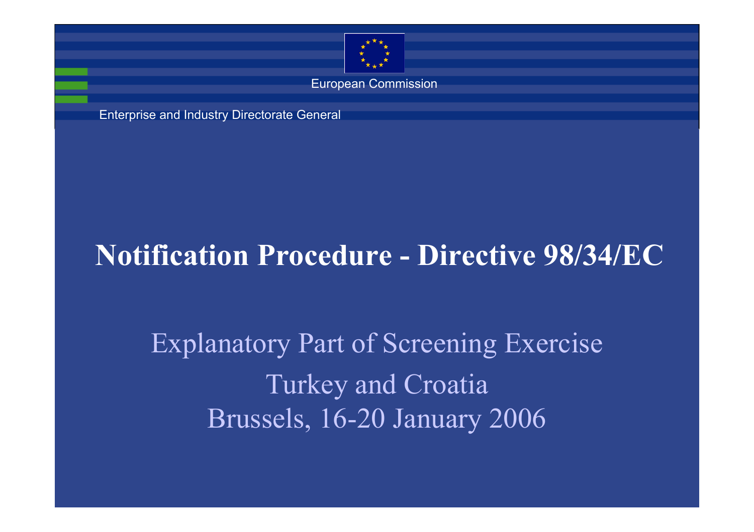European Commission

Enterprise and Industry Directorate General

# Notification Procedure - Directive 98/34/EC

Explanatory Part of Screening Exercise

Turkey and Croatia

Brussels, 16-20 January 2006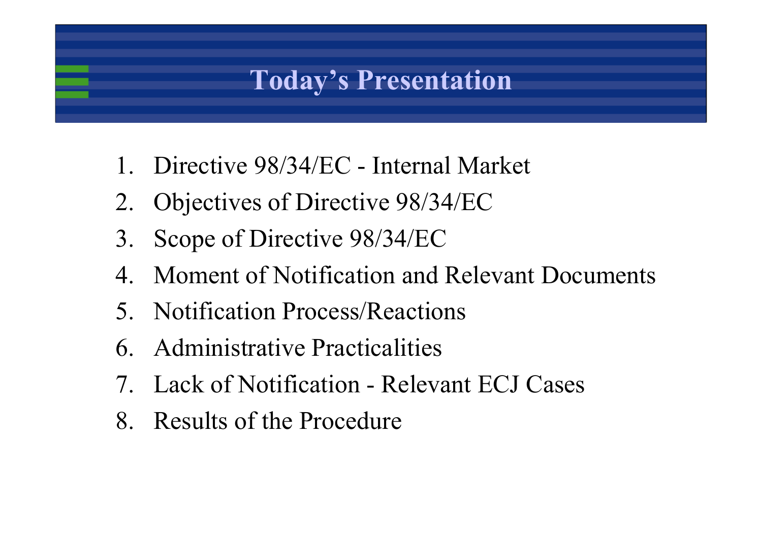# Today's Presentation

1. Directive 98/34/EC - Internal Market
2. Objectives of Directive 98/34/EC
3. Scope of Directive 98/34/EC
4. Moment of Notification and Relevant Documents
5. Notification Process/Reactions
6. Administrative Practicalities
7. Lack of Notification - Relevant ECJ Cases
8. Results of the Procedure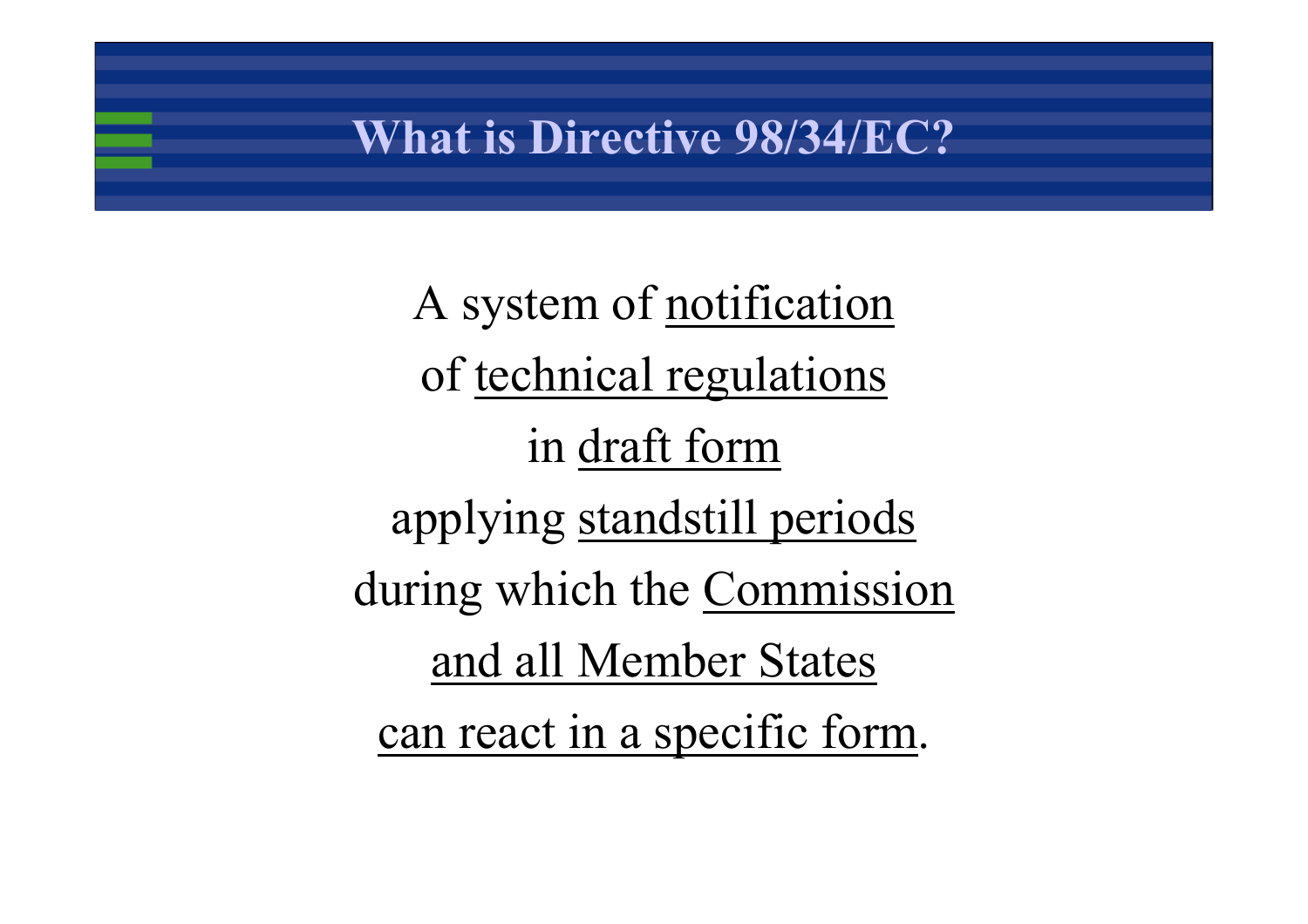# What is Directive 98/34/EC?

A system of <u>notification</u>
of <u>technical regulations</u>
in <u>draft form</u>
applying <u>standstill periods</u>
during which the <u>Commission</u>
<u>and all Member States</u>
<u>can react in a specific form</u>.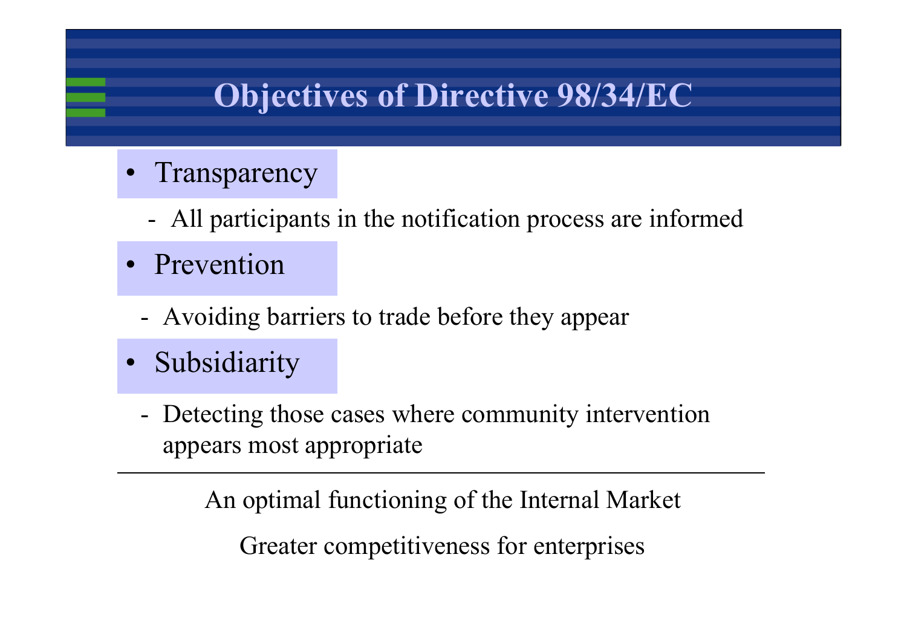# Objectives of Directive 98/34/EC

- Transparency
  - All participants in the notification process are informed
- Prevention
  - Avoiding barriers to trade before they appear
- Subsidiarity
  - Detecting those cases where community intervention appears most appropriate

---

An optimal functioning of the Internal Market

Greater competitiveness for enterprises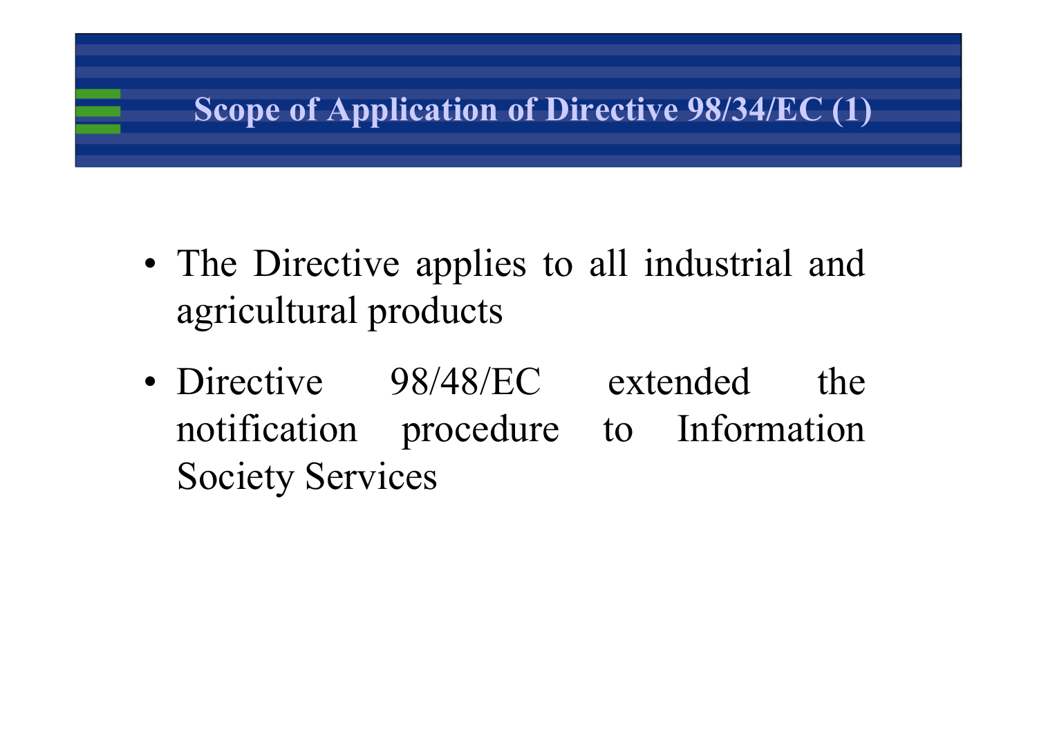# Scope of Application of Directive 98/34/EC (1)

- The Directive applies to all industrial and agricultural products
- Directive 98/48/EC extended the notification procedure to Information Society Services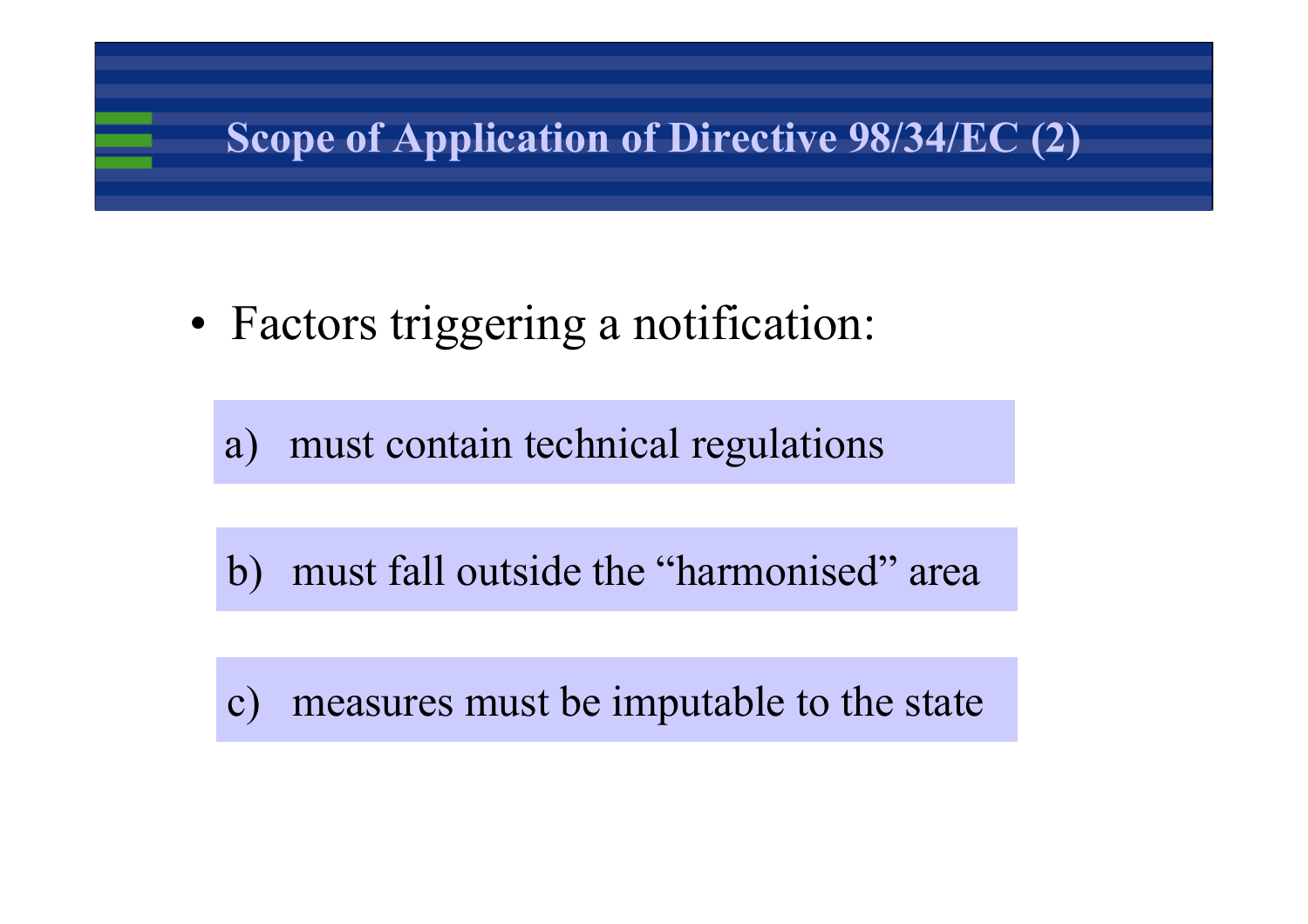# Scope of Application of Directive 98/34/EC (2)

- Factors triggering a notification:

a) must contain technical regulations

b) must fall outside the "harmonised" area

c) measures must be imputable to the state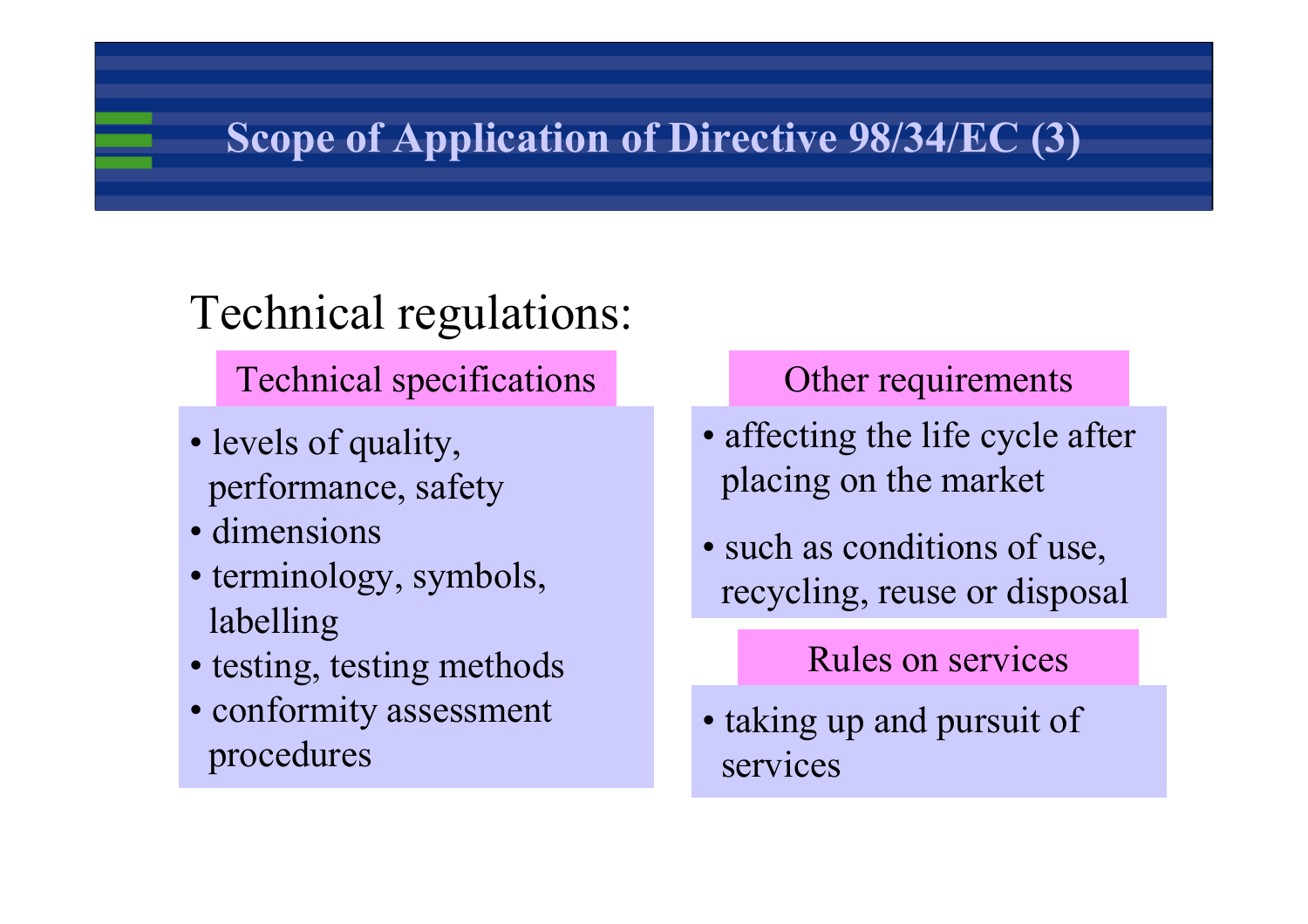# Scope of Application of Directive 98/34/EC (3)

Technical regulations:

### Technical specifications

- levels of quality, performance, safety
- dimensions
- terminology, symbols, labelling
- testing, testing methods
- conformity assessment procedures

### Other requirements

- affecting the life cycle after placing on the market
- such as conditions of use, recycling, reuse or disposal

### Rules on services

- taking up and pursuit of services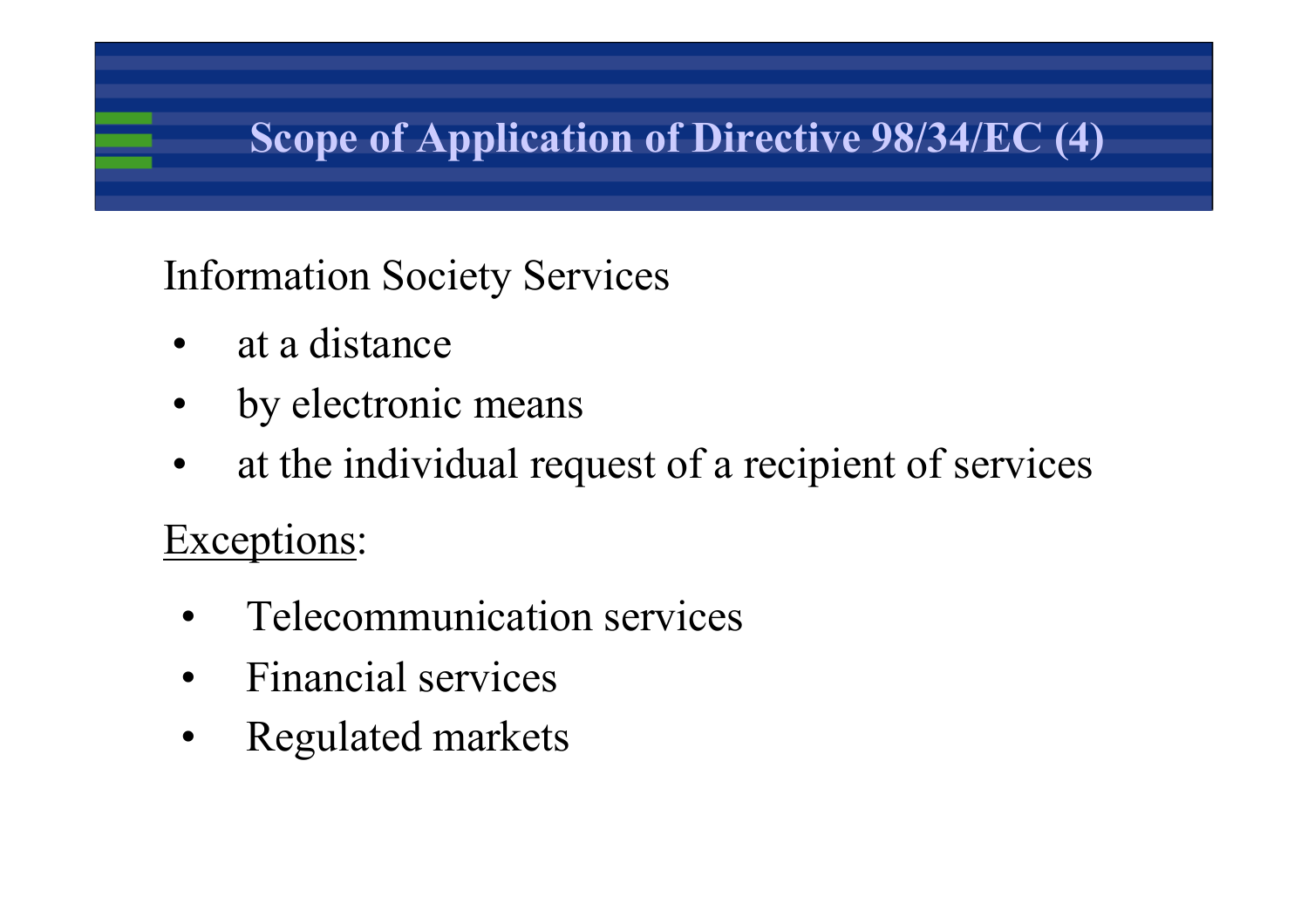# Scope of Application of Directive 98/34/EC (4)

Information Society Services

- at a distance
- by electronic means
- at the individual request of a recipient of services

<u>Exceptions</u>:

- Telecommunication services
- Financial services
- Regulated markets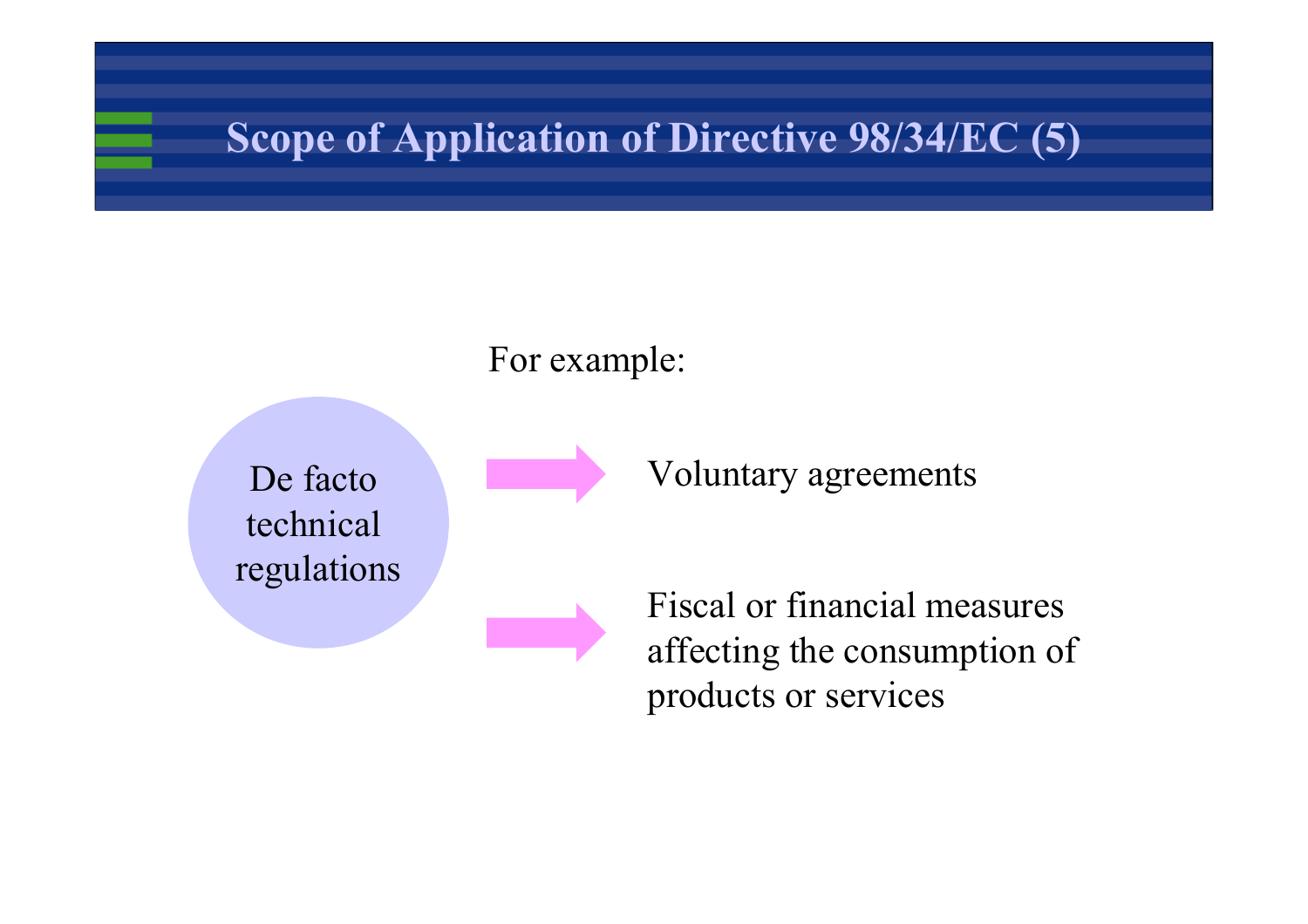# Scope of Application of Directive 98/34/EC (5)

For example:

**De facto technical regulations**

- Voluntary agreements
- Fiscal or financial measures affecting the consumption of products or services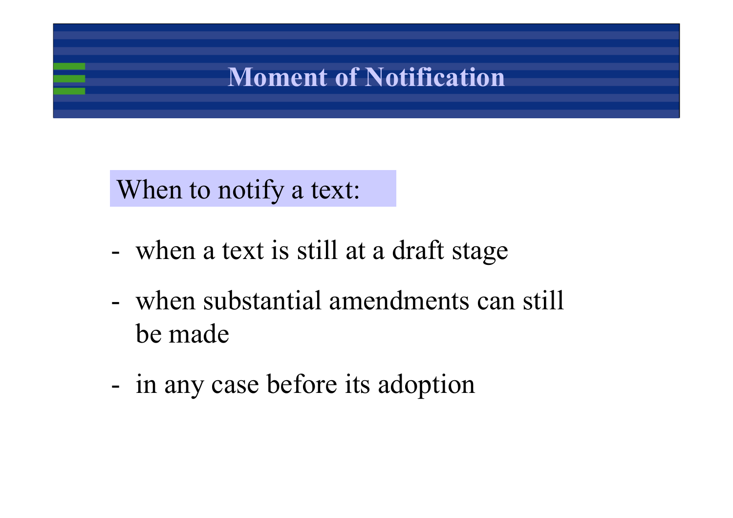# Moment of Notification

When to notify a text:

- when a text is still at a draft stage
- when substantial amendments can still be made
- in any case before its adoption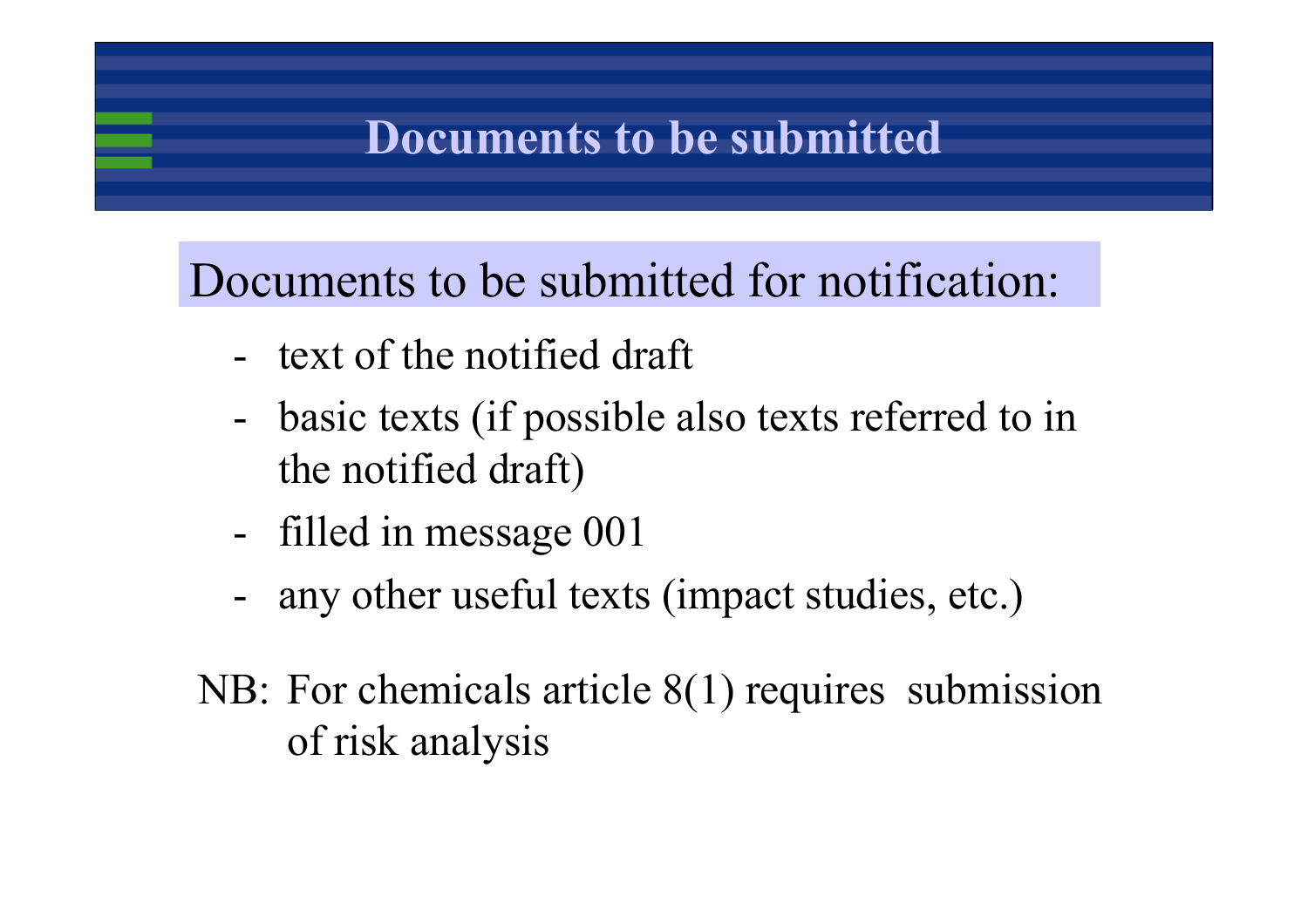# Documents to be submitted

Documents to be submitted for notification:

- text of the notified draft
- basic texts (if possible also texts referred to in the notified draft)
- filled in message 001
- any other useful texts (impact studies, etc.)

NB: For chemicals article 8(1) requires submission of risk analysis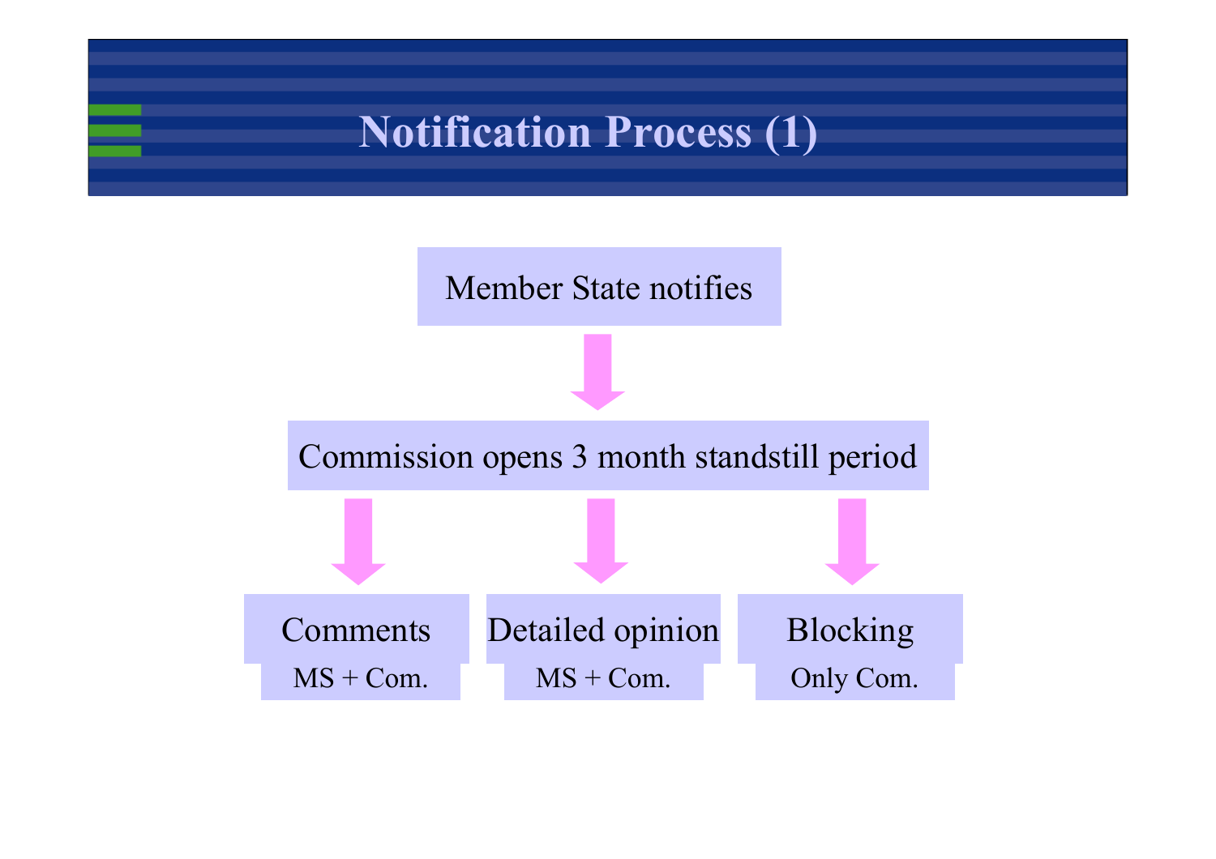# Notification Process (1)

Member State notifies

↓

Commission opens 3 month standstill period

↓

- **Comments** — MS + Com.
- **Detailed opinion** — MS + Com.
- **Blocking** — Only Com.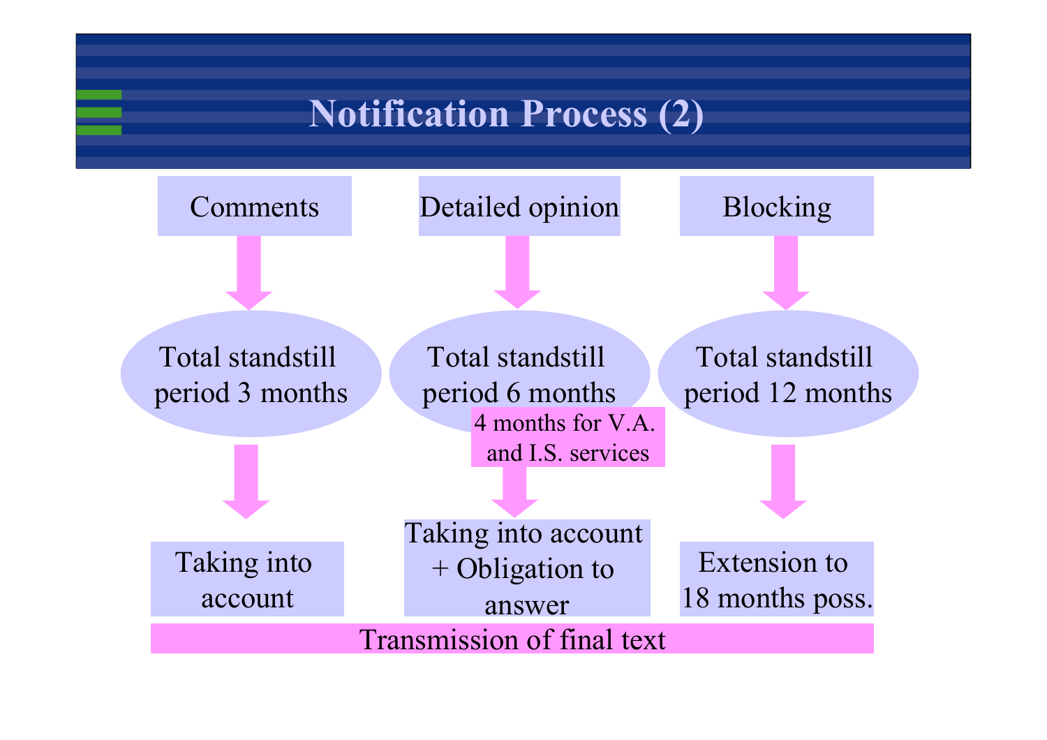# Notification Process (2)

| Comments | Detailed opinion | Blocking |
|---|---|---|
| Total standstill period 3 months | Total standstill period 6 months (4 months for V.A. and I.S. services) | Total standstill period 12 months |
| Taking into account | Taking into account + Obligation to answer | Extension to 18 months poss. |

Transmission of final text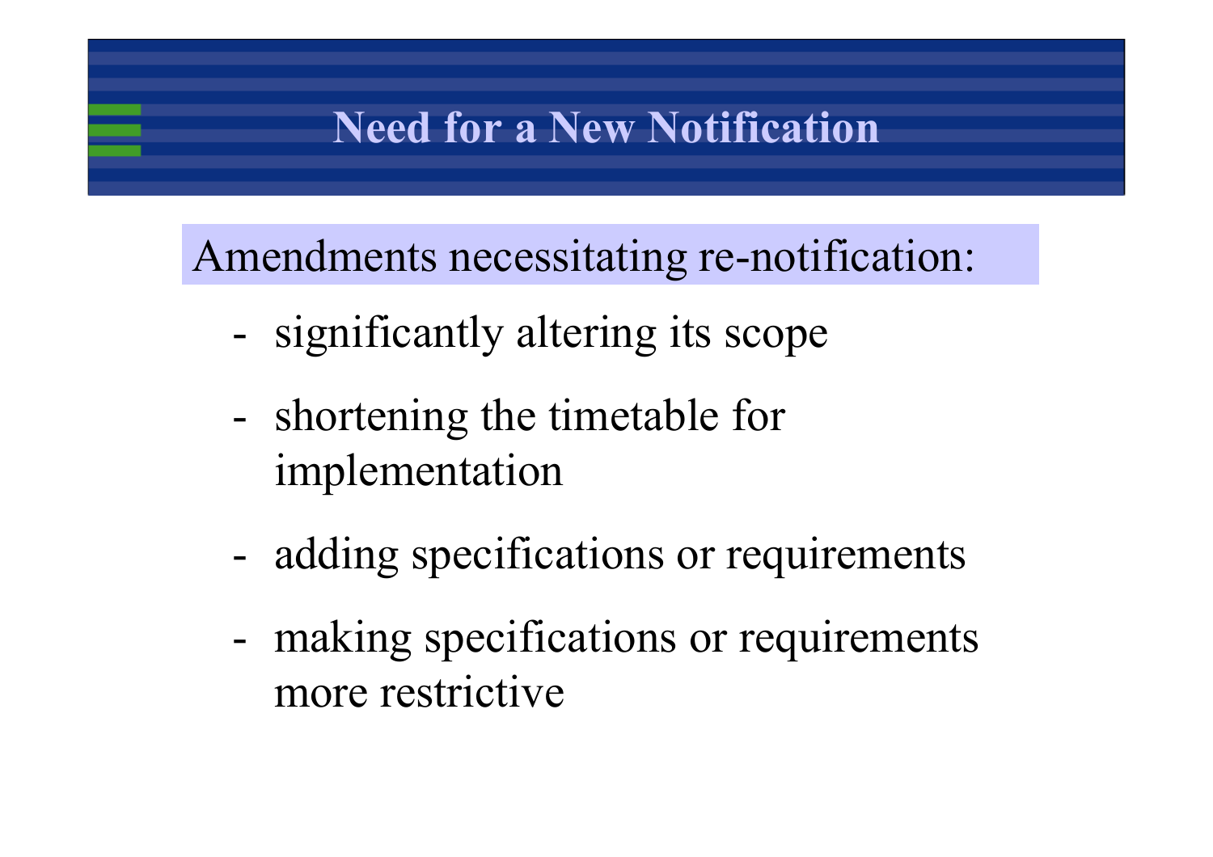# Need for a New Notification

Amendments necessitating re-notification:

- significantly altering its scope
- shortening the timetable for implementation
- adding specifications or requirements
- making specifications or requirements more restrictive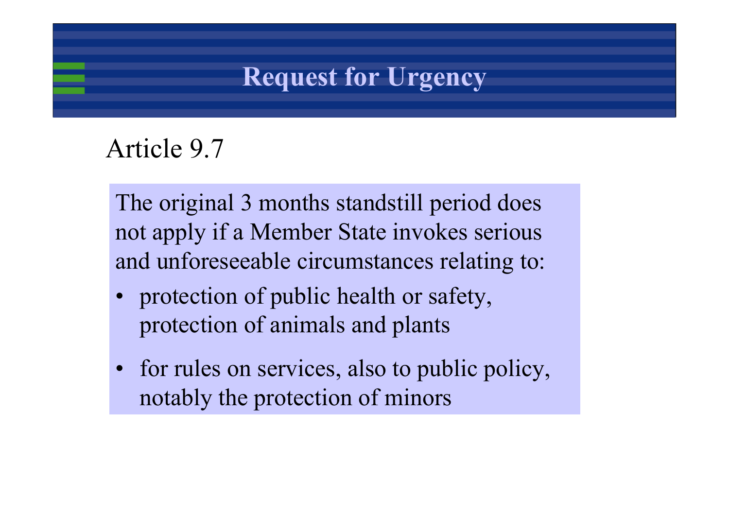# Request for Urgency

## Article 9.7

The original 3 months standstill period does not apply if a Member State invokes serious and unforeseeable circumstances relating to:

- protection of public health or safety, protection of animals and plants
- for rules on services, also to public policy, notably the protection of minors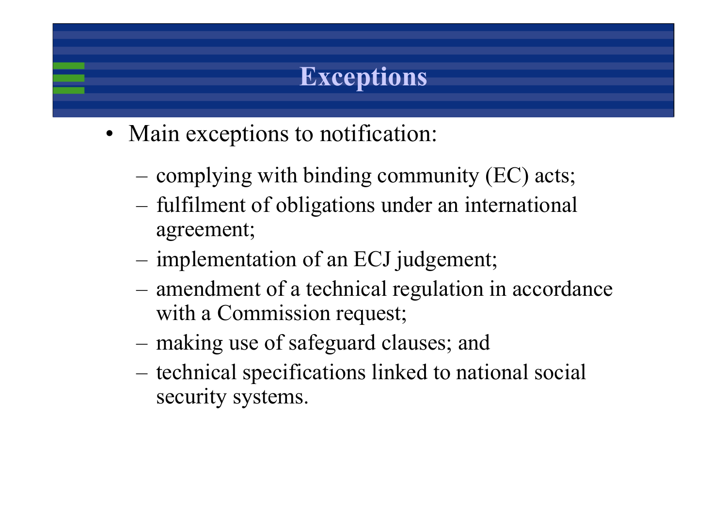# Exceptions

- Main exceptions to notification:
  - complying with binding community (EC) acts;
  - fulfilment of obligations under an international agreement;
  - implementation of an ECJ judgement;
  - amendment of a technical regulation in accordance with a Commission request;
  - making use of safeguard clauses; and
  - technical specifications linked to national social security systems.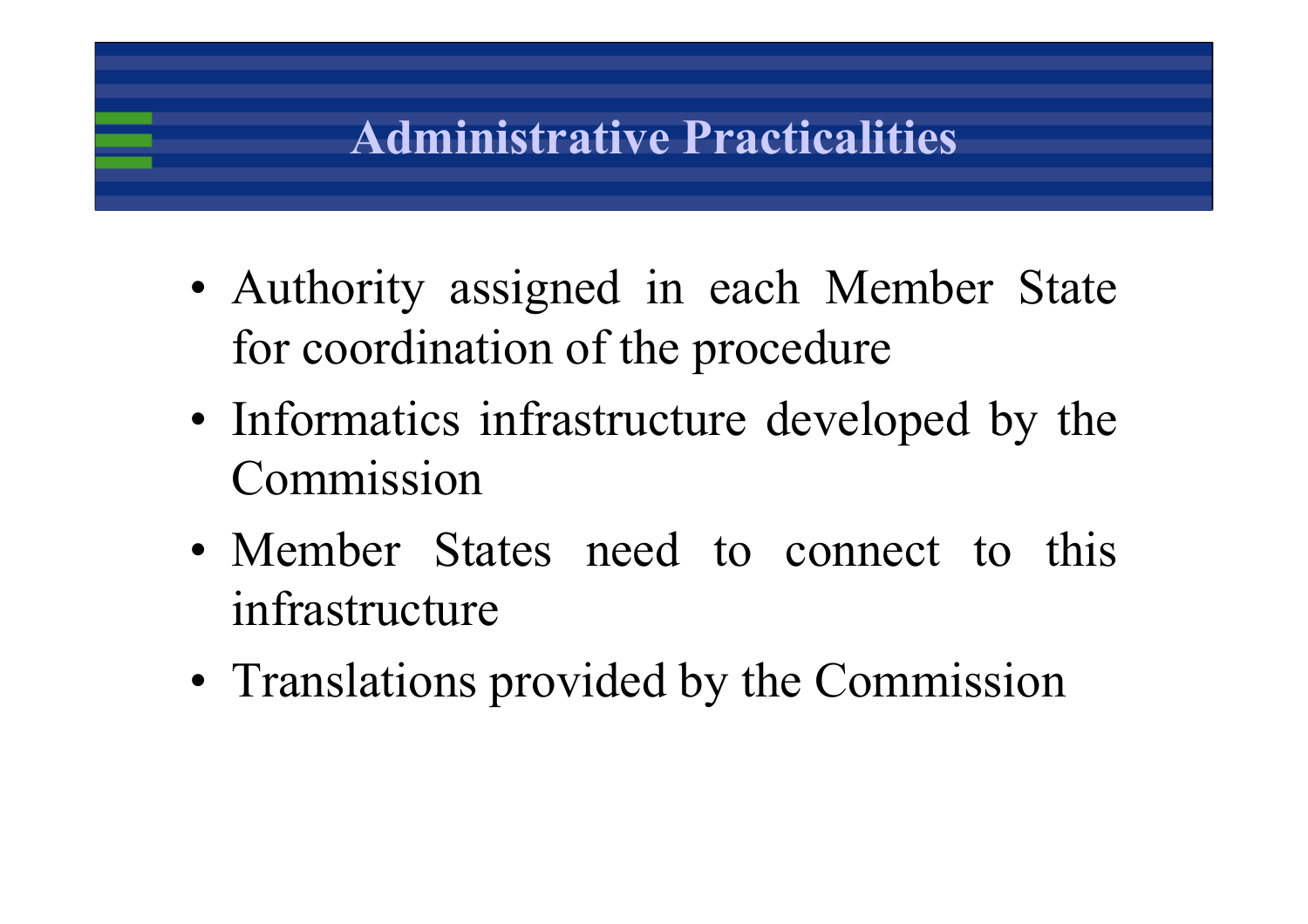# Administrative Practicalities

- Authority assigned in each Member State for coordination of the procedure
- Informatics infrastructure developed by the Commission
- Member States need to connect to this infrastructure
- Translations provided by the Commission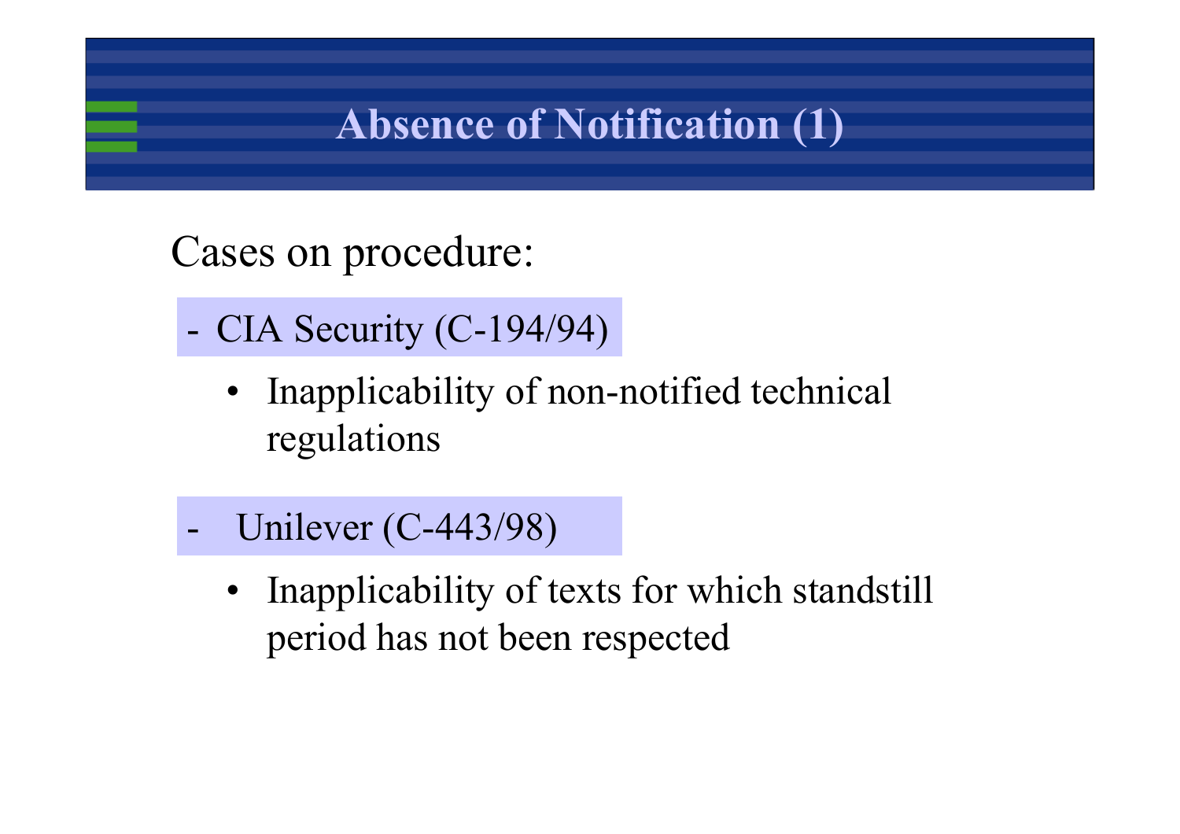# Absence of Notification (1)

Cases on procedure:

- CIA Security (C-194/94)
  - Inapplicability of non-notified technical regulations
- Unilever (C-443/98)
  - Inapplicability of texts for which standstill period has not been respected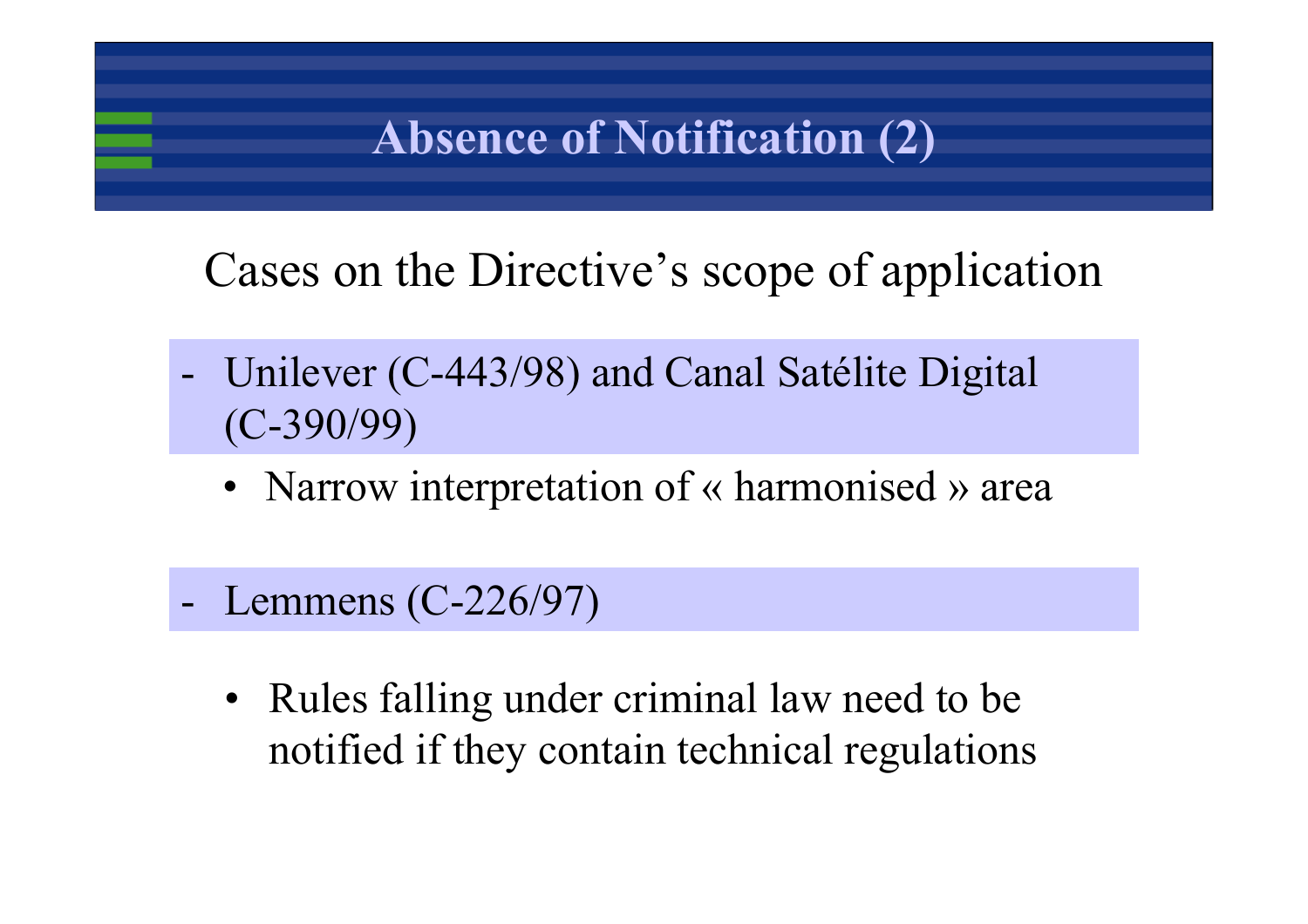# Absence of Notification (2)

Cases on the Directive's scope of application

- Unilever (C-443/98) and Canal Satélite Digital (C-390/99)
  - Narrow interpretation of « harmonised » area

- Lemmens (C-226/97)
  - Rules falling under criminal law need to be notified if they contain technical regulations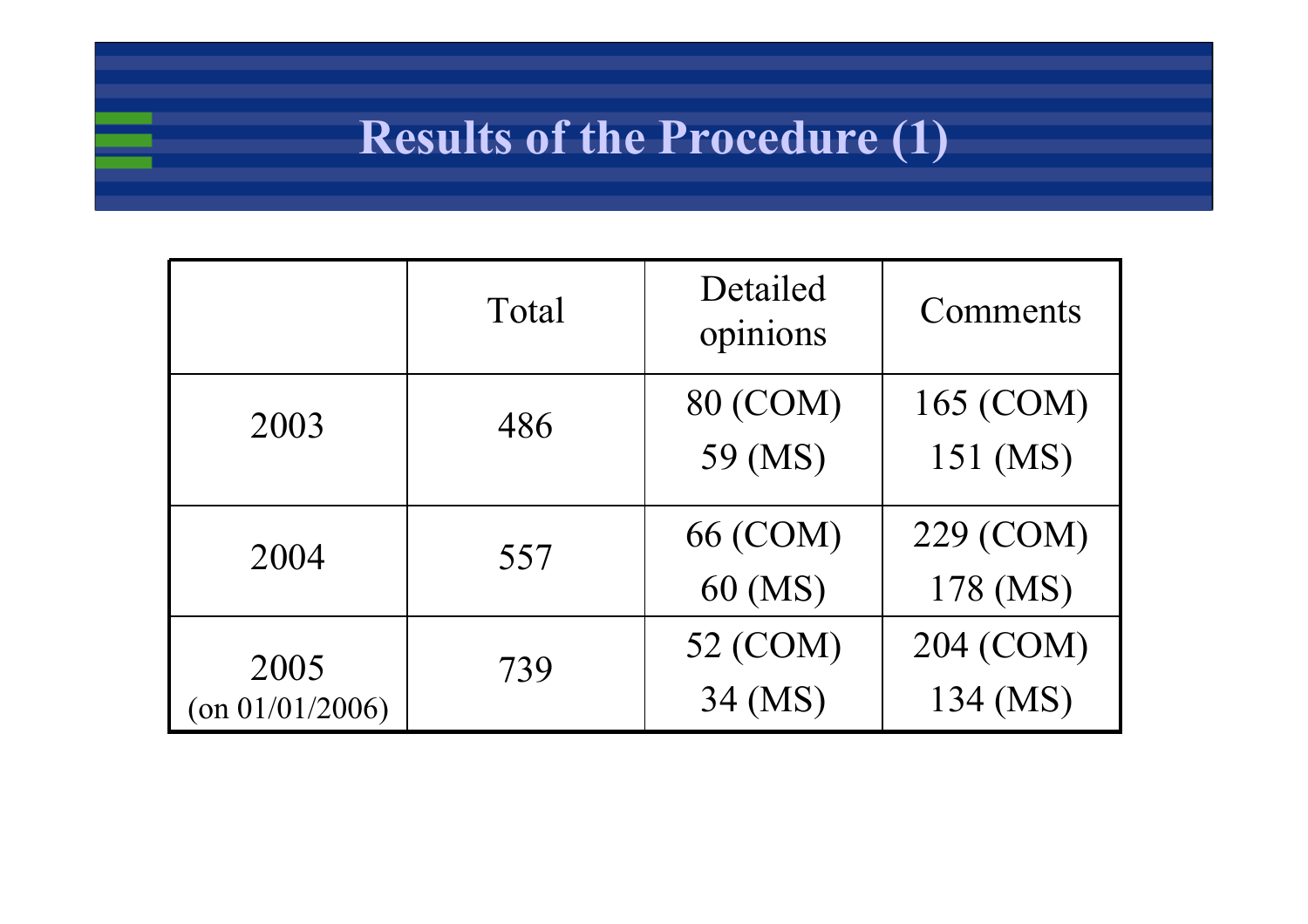# Results of the Procedure (1)

| | Total | Detailed opinions | Comments |
|---|---|---|---|
| 2003 | 486 | 80 (COM)<br>59 (MS) | 165 (COM)<br>151 (MS) |
| 2004 | 557 | 66 (COM)<br>60 (MS) | 229 (COM)<br>178 (MS) |
| 2005<br>(on 01/01/2006) | 739 | 52 (COM)<br>34 (MS) | 204 (COM)<br>134 (MS) |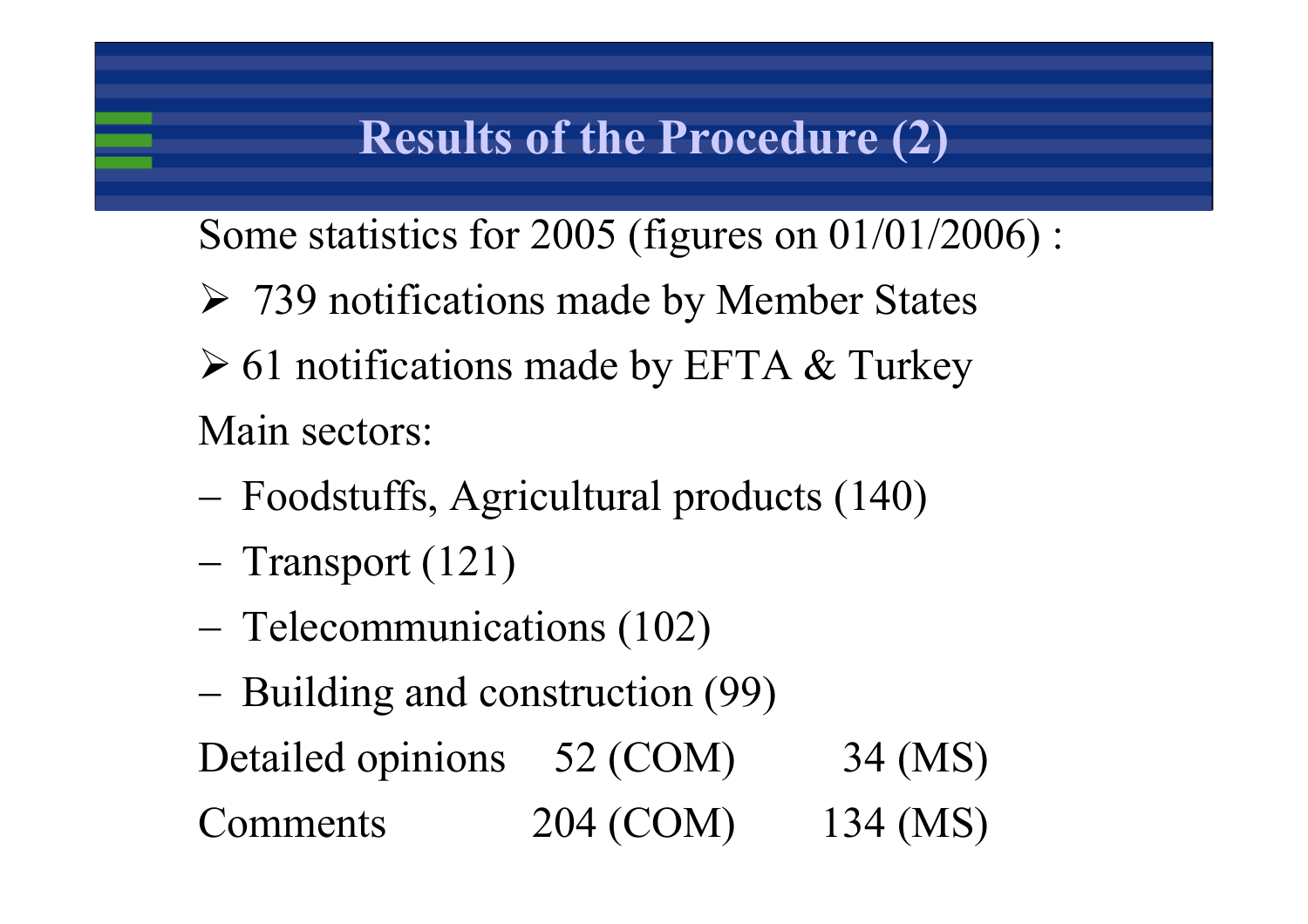# Results of the Procedure (2)

Some statistics for 2005 (figures on 01/01/2006) :

- 739 notifications made by Member States
- 61 notifications made by EFTA & Turkey

Main sectors:

- Foodstuffs, Agricultural products (140)
- Transport (121)
- Telecommunications (102)
- Building and construction (99)

| | | |
|---|---|---|
| Detailed opinions | 52 (COM) | 34 (MS) |
| Comments | 204 (COM) | 134 (MS) |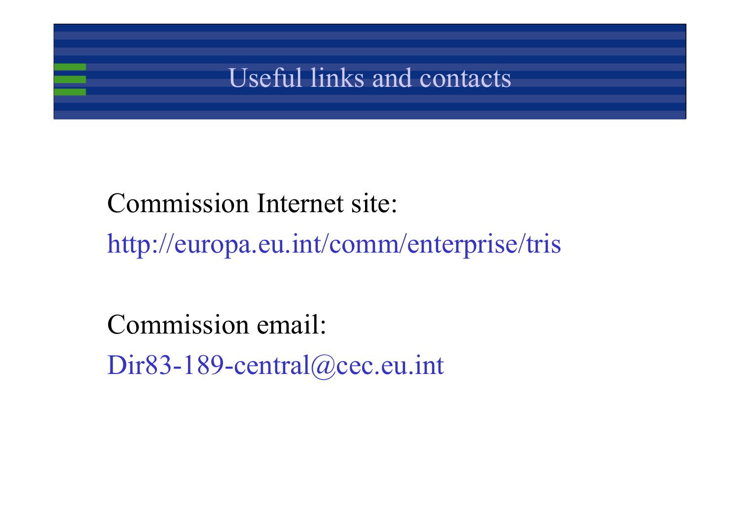# Useful links and contacts

Commission Internet site:

http://europa.eu.int/comm/enterprise/tris

Commission email:

Dir83-189-central@cec.eu.int